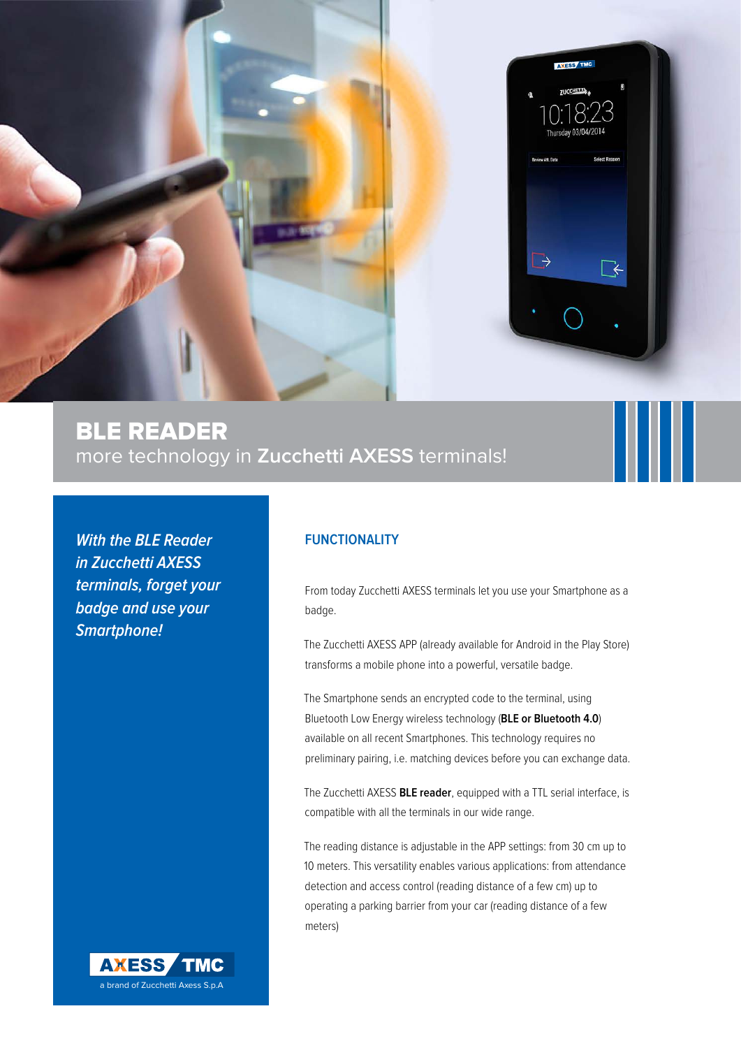# BLE READER

more technology in **Zucchetti AXESS** terminals!

***With the BLE Reader in Zucchetti AXESS terminals, forget your badge and use your Smartphone!***

## FUNCTIONALITY

From today Zucchetti AXESS terminals let you use your Smartphone as a badge.

The Zucchetti AXESS APP (already available for Android in the Play Store) transforms a mobile phone into a powerful, versatile badge.

The Smartphone sends an encrypted code to the terminal, using Bluetooth Low Energy wireless technology (**BLE or Bluetooth 4.0**) available on all recent Smartphones. This technology requires no preliminary pairing, i.e. matching devices before you can exchange data.

The Zucchetti AXESS **BLE reader**, equipped with a TTL serial interface, is compatible with all the terminals in our wide range.

The reading distance is adjustable in the APP settings: from 30 cm up to 10 meters. This versatility enables various applications: from attendance detection and access control (reading distance of a few cm) up to operating a parking barrier from your car (reading distance of a few meters)

AXESS TMC
a brand of Zucchetti Axess S.p.A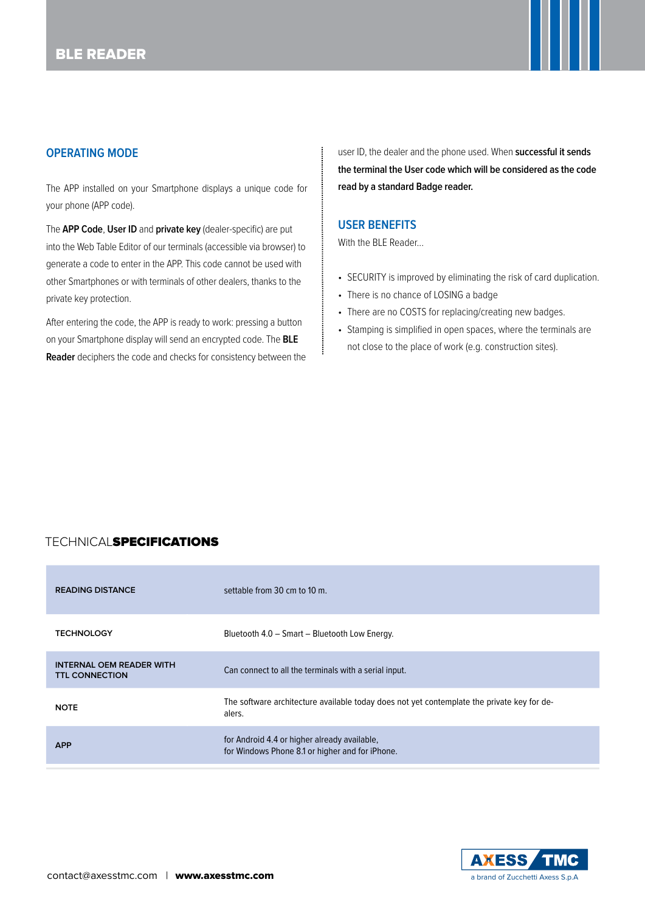# BLE READER

## OPERATING MODE

The APP installed on your Smartphone displays a unique code for your phone (APP code).

The **APP Code**, **User ID** and **private key** (dealer-specific) are put into the Web Table Editor of our terminals (accessible via browser) to generate a code to enter in the APP. This code cannot be used with other Smartphones or with terminals of other dealers, thanks to the private key protection.

After entering the code, the APP is ready to work: pressing a button on your Smartphone display will send an encrypted code. The **BLE Reader** deciphers the code and checks for consistency between the user ID, the dealer and the phone used. When **successful it sends the terminal the User code which will be considered as the code read by a standard Badge reader.**

## USER BENEFITS

With the BLE Reader...

- SECURITY is improved by eliminating the risk of card duplication.
- There is no chance of LOSING a badge
- There are no COSTS for replacing/creating new badges.
- Stamping is simplified in open spaces, where the terminals are not close to the place of work (e.g. construction sites).

## TECHNICAL**SPECIFICATIONS**

| | |
|---|---|
| **READING DISTANCE** | settable from 30 cm to 10 m. |
| **TECHNOLOGY** | Bluetooth 4.0 – Smart – Bluetooth Low Energy. |
| **INTERNAL OEM READER WITH TTL CONNECTION** | Can connect to all the terminals with a serial input. |
| **NOTE** | The software architecture available today does not yet contemplate the private key for dealers. |
| **APP** | for Android 4.4 or higher already available,<br>for Windows Phone 8.1 or higher and for iPhone. |

contact@axesstmc.com | **www.axesstmc.com**

AXESS TMC
a brand of Zucchetti Axess S.p.A